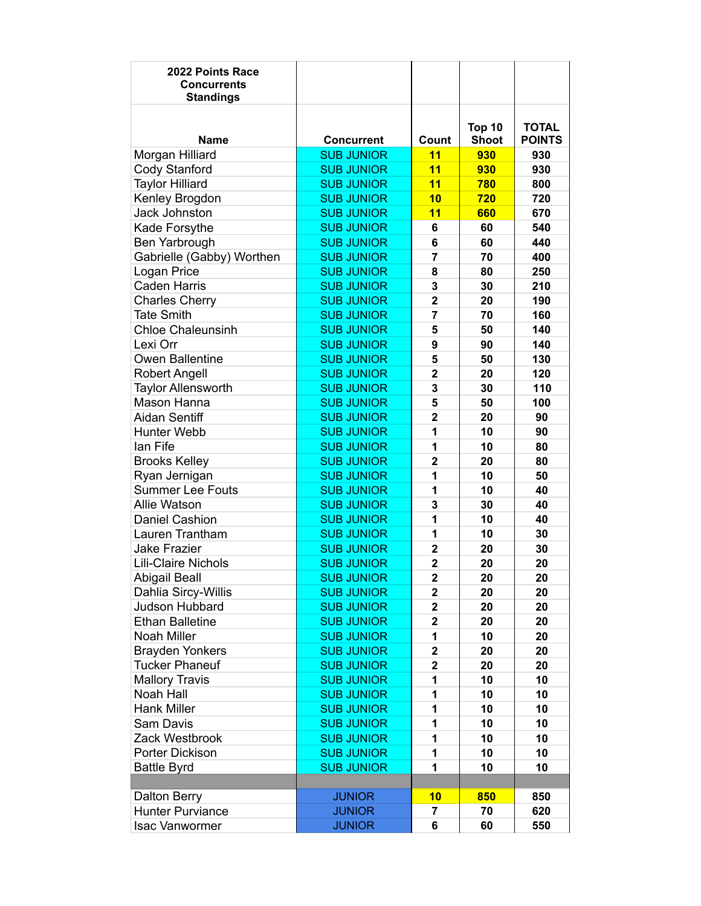| 2022 Points Race Concurrents Standings | | | | |
|---|---|---|---|---|
| **Name** | **Concurrent** | **Count** | **Top 10 Shoot** | **TOTAL POINTS** |
| Morgan Hilliard | SUB JUNIOR | **11** | **930** | **930** |
| Cody Stanford | SUB JUNIOR | **11** | **930** | **930** |
| Taylor Hilliard | SUB JUNIOR | **11** | **780** | **800** |
| Kenley Brogdon | SUB JUNIOR | **10** | **720** | **720** |
| Jack Johnston | SUB JUNIOR | **11** | **660** | **670** |
| Kade Forsythe | SUB JUNIOR | **6** | **60** | **540** |
| Ben Yarbrough | SUB JUNIOR | **6** | **60** | **440** |
| Gabrielle (Gabby) Worthen | SUB JUNIOR | **7** | **70** | **400** |
| Logan Price | SUB JUNIOR | **8** | **80** | **250** |
| Caden Harris | SUB JUNIOR | **3** | **30** | **210** |
| Charles Cherry | SUB JUNIOR | **2** | **20** | **190** |
| Tate Smith | SUB JUNIOR | **7** | **70** | **160** |
| Chloe Chaleunsinh | SUB JUNIOR | **5** | **50** | **140** |
| Lexi Orr | SUB JUNIOR | **9** | **90** | **140** |
| Owen Ballentine | SUB JUNIOR | **5** | **50** | **130** |
| Robert Angell | SUB JUNIOR | **2** | **20** | **120** |
| Taylor Allensworth | SUB JUNIOR | **3** | **30** | **110** |
| Mason Hanna | SUB JUNIOR | **5** | **50** | **100** |
| Aidan Sentiff | SUB JUNIOR | **2** | **20** | **90** |
| Hunter Webb | SUB JUNIOR | **1** | **10** | **90** |
| Ian Fife | SUB JUNIOR | **1** | **10** | **80** |
| Brooks Kelley | SUB JUNIOR | **2** | **20** | **80** |
| Ryan Jernigan | SUB JUNIOR | **1** | **10** | **50** |
| Summer Lee Fouts | SUB JUNIOR | **1** | **10** | **40** |
| Allie Watson | SUB JUNIOR | **3** | **30** | **40** |
| Daniel Cashion | SUB JUNIOR | **1** | **10** | **40** |
| Lauren Trantham | SUB JUNIOR | **1** | **10** | **30** |
| Jake Frazier | SUB JUNIOR | **2** | **20** | **30** |
| Lili-Claire Nichols | SUB JUNIOR | **2** | **20** | **20** |
| Abigail Beall | SUB JUNIOR | **2** | **20** | **20** |
| Dahlia Sircy-Willis | SUB JUNIOR | **2** | **20** | **20** |
| Judson Hubbard | SUB JUNIOR | **2** | **20** | **20** |
| Ethan Balletine | SUB JUNIOR | **2** | **20** | **20** |
| Noah Miller | SUB JUNIOR | **1** | **10** | **20** |
| Brayden Yonkers | SUB JUNIOR | **2** | **20** | **20** |
| Tucker Phaneuf | SUB JUNIOR | **2** | **20** | **20** |
| Mallory Travis | SUB JUNIOR | **1** | **10** | **10** |
| Noah Hall | SUB JUNIOR | **1** | **10** | **10** |
| Hank Miller | SUB JUNIOR | **1** | **10** | **10** |
| Sam Davis | SUB JUNIOR | **1** | **10** | **10** |
| Zack Westbrook | SUB JUNIOR | **1** | **10** | **10** |
| Porter Dickison | SUB JUNIOR | **1** | **10** | **10** |
| Battle Byrd | SUB JUNIOR | **1** | **10** | **10** |
| | | | | |
| Dalton Berry | JUNIOR | **10** | **850** | **850** |
| Hunter Purviance | JUNIOR | **7** | **70** | **620** |
| Isac Vanwormer | JUNIOR | **6** | **60** | **550** |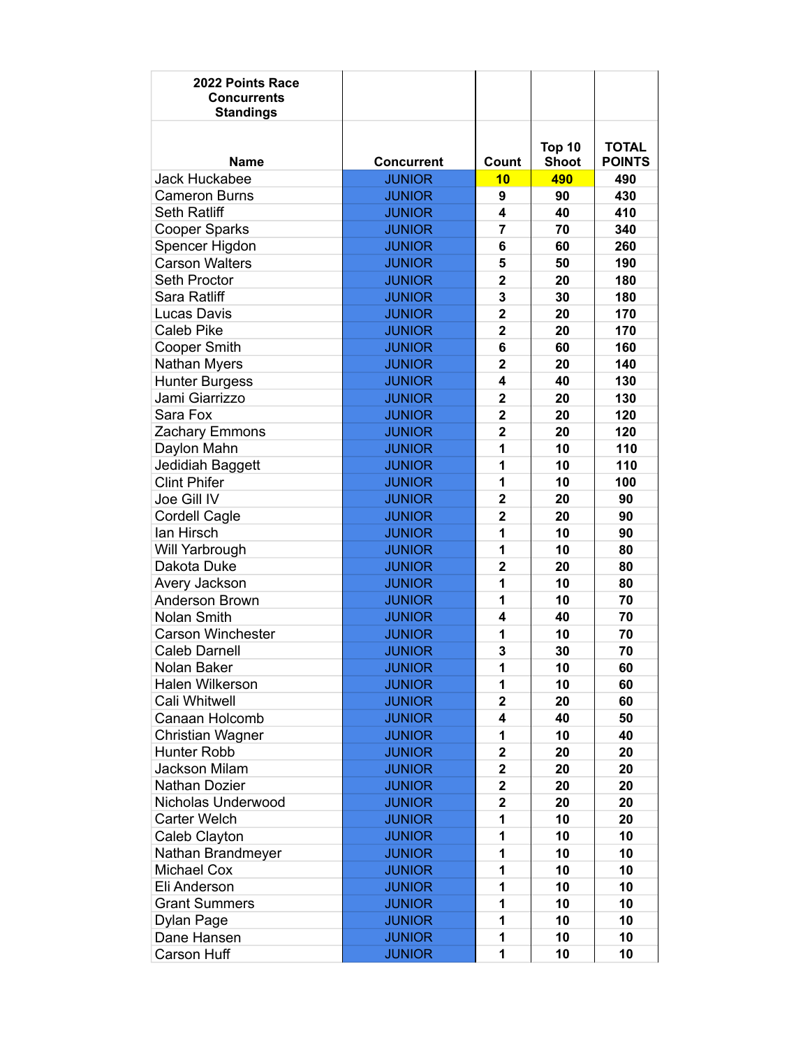| 2022 Points Race Concurrents Standings | | | | |
|---|---|---|---|---|
| **Name** | **Concurrent** | **Count** | **Top 10 Shoot** | **TOTAL POINTS** |
| Jack Huckabee | JUNIOR | **10** | **490** | **490** |
| Cameron Burns | JUNIOR | **9** | **90** | **430** |
| Seth Ratliff | JUNIOR | **4** | **40** | **410** |
| Cooper Sparks | JUNIOR | **7** | **70** | **340** |
| Spencer Higdon | JUNIOR | **6** | **60** | **260** |
| Carson Walters | JUNIOR | **5** | **50** | **190** |
| Seth Proctor | JUNIOR | **2** | **20** | **180** |
| Sara Ratliff | JUNIOR | **3** | **30** | **180** |
| Lucas Davis | JUNIOR | **2** | **20** | **170** |
| Caleb Pike | JUNIOR | **2** | **20** | **170** |
| Cooper Smith | JUNIOR | **6** | **60** | **160** |
| Nathan Myers | JUNIOR | **2** | **20** | **140** |
| Hunter Burgess | JUNIOR | **4** | **40** | **130** |
| Jami Giarrizzo | JUNIOR | **2** | **20** | **130** |
| Sara Fox | JUNIOR | **2** | **20** | **120** |
| Zachary Emmons | JUNIOR | **2** | **20** | **120** |
| Daylon Mahn | JUNIOR | **1** | **10** | **110** |
| Jedidiah Baggett | JUNIOR | **1** | **10** | **110** |
| Clint Phifer | JUNIOR | **1** | **10** | **100** |
| Joe Gill IV | JUNIOR | **2** | **20** | **90** |
| Cordell Cagle | JUNIOR | **2** | **20** | **90** |
| Ian Hirsch | JUNIOR | **1** | **10** | **90** |
| Will Yarbrough | JUNIOR | **1** | **10** | **80** |
| Dakota Duke | JUNIOR | **2** | **20** | **80** |
| Avery Jackson | JUNIOR | **1** | **10** | **80** |
| Anderson Brown | JUNIOR | **1** | **10** | **70** |
| Nolan Smith | JUNIOR | **4** | **40** | **70** |
| Carson Winchester | JUNIOR | **1** | **10** | **70** |
| Caleb Darnell | JUNIOR | **3** | **30** | **70** |
| Nolan Baker | JUNIOR | **1** | **10** | **60** |
| Halen Wilkerson | JUNIOR | **1** | **10** | **60** |
| Cali Whitwell | JUNIOR | **2** | **20** | **60** |
| Canaan Holcomb | JUNIOR | **4** | **40** | **50** |
| Christian Wagner | JUNIOR | **1** | **10** | **40** |
| Hunter Robb | JUNIOR | **2** | **20** | **20** |
| Jackson Milam | JUNIOR | **2** | **20** | **20** |
| Nathan Dozier | JUNIOR | **2** | **20** | **20** |
| Nicholas Underwood | JUNIOR | **2** | **20** | **20** |
| Carter Welch | JUNIOR | **1** | **10** | **20** |
| Caleb Clayton | JUNIOR | **1** | **10** | **10** |
| Nathan Brandmeyer | JUNIOR | **1** | **10** | **10** |
| Michael Cox | JUNIOR | **1** | **10** | **10** |
| Eli Anderson | JUNIOR | **1** | **10** | **10** |
| Grant Summers | JUNIOR | **1** | **10** | **10** |
| Dylan Page | JUNIOR | **1** | **10** | **10** |
| Dane Hansen | JUNIOR | **1** | **10** | **10** |
| Carson Huff | JUNIOR | **1** | **10** | **10** |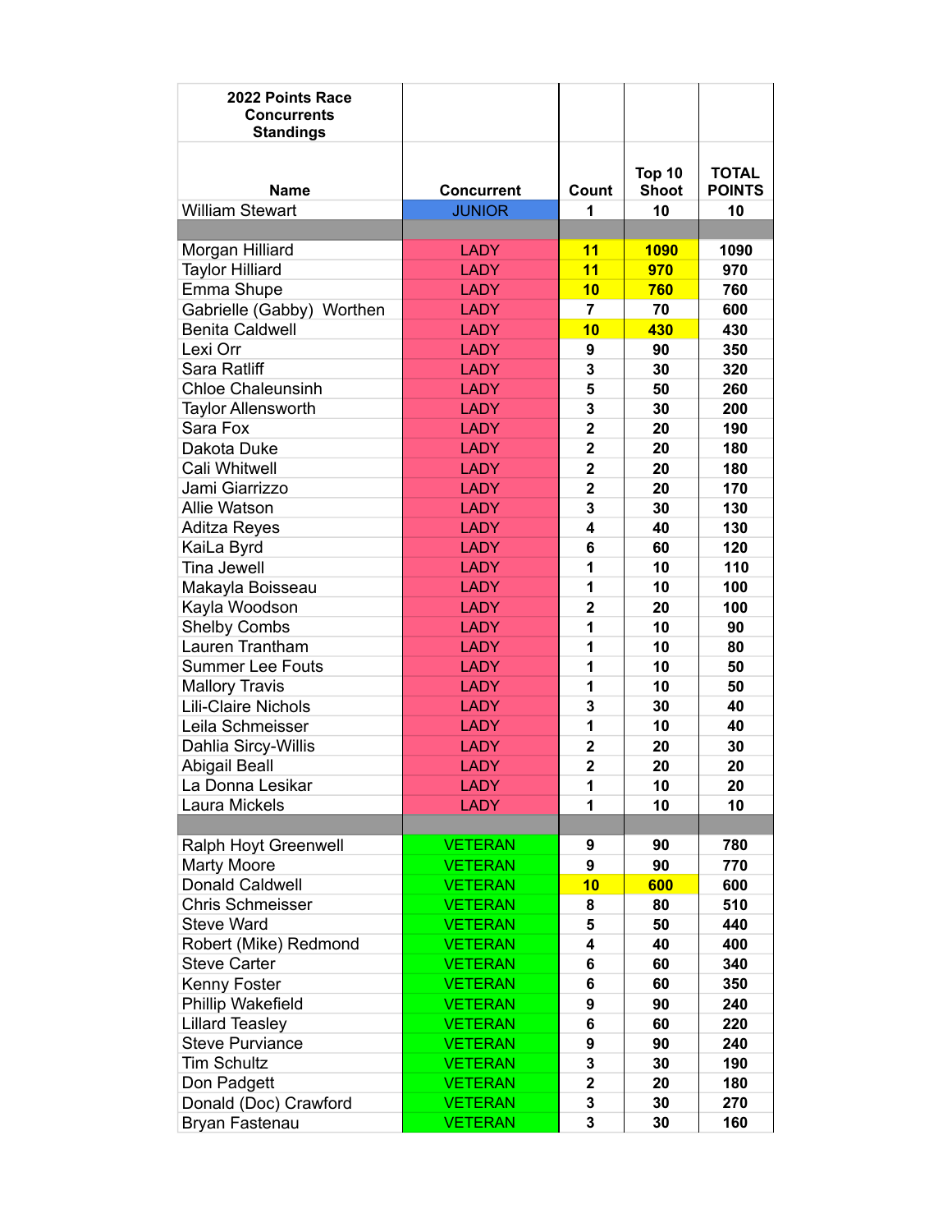| 2022 Points Race Concurrents Standings | | | | |
|---|---|---|---|---|
| **Name** | **Concurrent** | **Count** | **Top 10 Shoot** | **TOTAL POINTS** |
| William Stewart | JUNIOR | 1 | 10 | 10 |
| | | | | |
| Morgan Hilliard | LADY | 11 | 1090 | 1090 |
| Taylor Hilliard | LADY | 11 | 970 | 970 |
| Emma Shupe | LADY | 10 | 760 | 760 |
| Gabrielle (Gabby) Worthen | LADY | 7 | 70 | 600 |
| Benita Caldwell | LADY | 10 | 430 | 430 |
| Lexi Orr | LADY | 9 | 90 | 350 |
| Sara Ratliff | LADY | 3 | 30 | 320 |
| Chloe Chaleunsinh | LADY | 5 | 50 | 260 |
| Taylor Allensworth | LADY | 3 | 30 | 200 |
| Sara Fox | LADY | 2 | 20 | 190 |
| Dakota Duke | LADY | 2 | 20 | 180 |
| Cali Whitwell | LADY | 2 | 20 | 180 |
| Jami Giarrizzo | LADY | 2 | 20 | 170 |
| Allie Watson | LADY | 3 | 30 | 130 |
| Aditza Reyes | LADY | 4 | 40 | 130 |
| KaiLa Byrd | LADY | 6 | 60 | 120 |
| Tina Jewell | LADY | 1 | 10 | 110 |
| Makayla Boisseau | LADY | 1 | 10 | 100 |
| Kayla Woodson | LADY | 2 | 20 | 100 |
| Shelby Combs | LADY | 1 | 10 | 90 |
| Lauren Trantham | LADY | 1 | 10 | 80 |
| Summer Lee Fouts | LADY | 1 | 10 | 50 |
| Mallory Travis | LADY | 1 | 10 | 50 |
| Lili-Claire Nichols | LADY | 3 | 30 | 40 |
| Leila Schmeisser | LADY | 1 | 10 | 40 |
| Dahlia Sircy-Willis | LADY | 2 | 20 | 30 |
| Abigail Beall | LADY | 2 | 20 | 20 |
| La Donna Lesikar | LADY | 1 | 10 | 20 |
| Laura Mickels | LADY | 1 | 10 | 10 |
| | | | | |
| Ralph Hoyt Greenwell | VETERAN | 9 | 90 | 780 |
| Marty Moore | VETERAN | 9 | 90 | 770 |
| Donald Caldwell | VETERAN | 10 | 600 | 600 |
| Chris Schmeisser | VETERAN | 8 | 80 | 510 |
| Steve Ward | VETERAN | 5 | 50 | 440 |
| Robert (Mike) Redmond | VETERAN | 4 | 40 | 400 |
| Steve Carter | VETERAN | 6 | 60 | 340 |
| Kenny Foster | VETERAN | 6 | 60 | 350 |
| Phillip Wakefield | VETERAN | 9 | 90 | 240 |
| Lillard Teasley | VETERAN | 6 | 60 | 220 |
| Steve Purviance | VETERAN | 9 | 90 | 240 |
| Tim Schultz | VETERAN | 3 | 30 | 190 |
| Don Padgett | VETERAN | 2 | 20 | 180 |
| Donald (Doc) Crawford | VETERAN | 3 | 30 | 270 |
| Bryan Fastenau | VETERAN | 3 | 30 | 160 |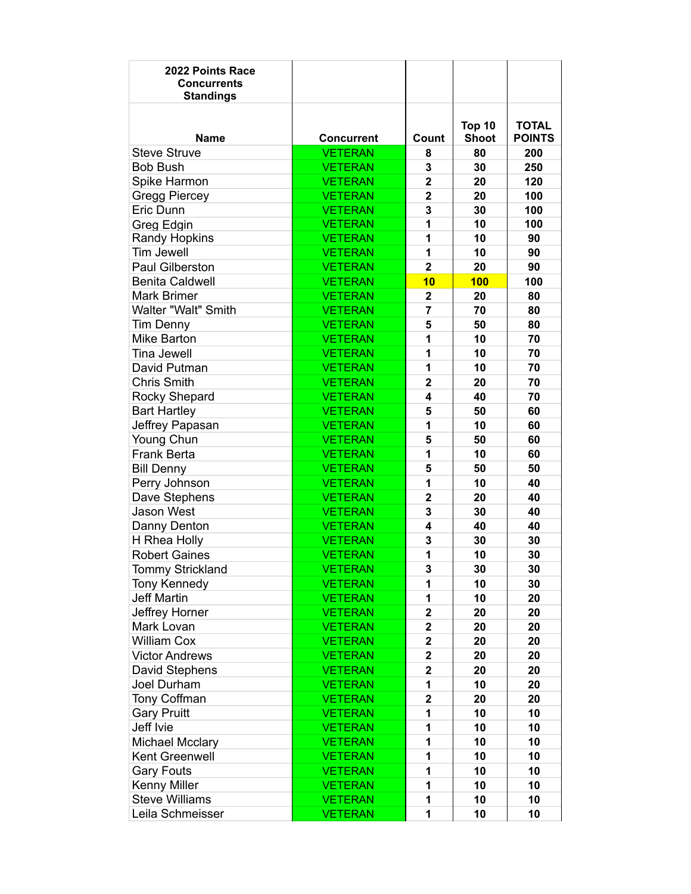| 2022 Points Race Concurrents Standings | | | | |
|---|---|---|---|---|
| **Name** | **Concurrent** | **Count** | **Top 10 Shoot** | **TOTAL POINTS** |
| Steve Struve | VETERAN | 8 | 80 | 200 |
| Bob Bush | VETERAN | 3 | 30 | 250 |
| Spike Harmon | VETERAN | 2 | 20 | 120 |
| Gregg Piercey | VETERAN | 2 | 20 | 100 |
| Eric Dunn | VETERAN | 3 | 30 | 100 |
| Greg Edgin | VETERAN | 1 | 10 | 100 |
| Randy Hopkins | VETERAN | 1 | 10 | 90 |
| Tim Jewell | VETERAN | 1 | 10 | 90 |
| Paul Gilberston | VETERAN | 2 | 20 | 90 |
| Benita Caldwell | VETERAN | 10 | 100 | 100 |
| Mark Brimer | VETERAN | 2 | 20 | 80 |
| Walter "Walt" Smith | VETERAN | 7 | 70 | 80 |
| Tim Denny | VETERAN | 5 | 50 | 80 |
| Mike Barton | VETERAN | 1 | 10 | 70 |
| Tina Jewell | VETERAN | 1 | 10 | 70 |
| David Putman | VETERAN | 1 | 10 | 70 |
| Chris Smith | VETERAN | 2 | 20 | 70 |
| Rocky Shepard | VETERAN | 4 | 40 | 70 |
| Bart Hartley | VETERAN | 5 | 50 | 60 |
| Jeffrey Papasan | VETERAN | 1 | 10 | 60 |
| Young Chun | VETERAN | 5 | 50 | 60 |
| Frank Berta | VETERAN | 1 | 10 | 60 |
| Bill Denny | VETERAN | 5 | 50 | 50 |
| Perry Johnson | VETERAN | 1 | 10 | 40 |
| Dave Stephens | VETERAN | 2 | 20 | 40 |
| Jason West | VETERAN | 3 | 30 | 40 |
| Danny Denton | VETERAN | 4 | 40 | 40 |
| H Rhea Holly | VETERAN | 3 | 30 | 30 |
| Robert Gaines | VETERAN | 1 | 10 | 30 |
| Tommy Strickland | VETERAN | 3 | 30 | 30 |
| Tony Kennedy | VETERAN | 1 | 10 | 30 |
| Jeff Martin | VETERAN | 1 | 10 | 20 |
| Jeffrey Horner | VETERAN | 2 | 20 | 20 |
| Mark Lovan | VETERAN | 2 | 20 | 20 |
| William Cox | VETERAN | 2 | 20 | 20 |
| Victor Andrews | VETERAN | 2 | 20 | 20 |
| David Stephens | VETERAN | 2 | 20 | 20 |
| Joel Durham | VETERAN | 1 | 10 | 20 |
| Tony Coffman | VETERAN | 2 | 20 | 20 |
| Gary Pruitt | VETERAN | 1 | 10 | 10 |
| Jeff Ivie | VETERAN | 1 | 10 | 10 |
| Michael Mcclary | VETERAN | 1 | 10 | 10 |
| Kent Greenwell | VETERAN | 1 | 10 | 10 |
| Gary Fouts | VETERAN | 1 | 10 | 10 |
| Kenny Miller | VETERAN | 1 | 10 | 10 |
| Steve Williams | VETERAN | 1 | 10 | 10 |
| Leila Schmeisser | VETERAN | 1 | 10 | 10 |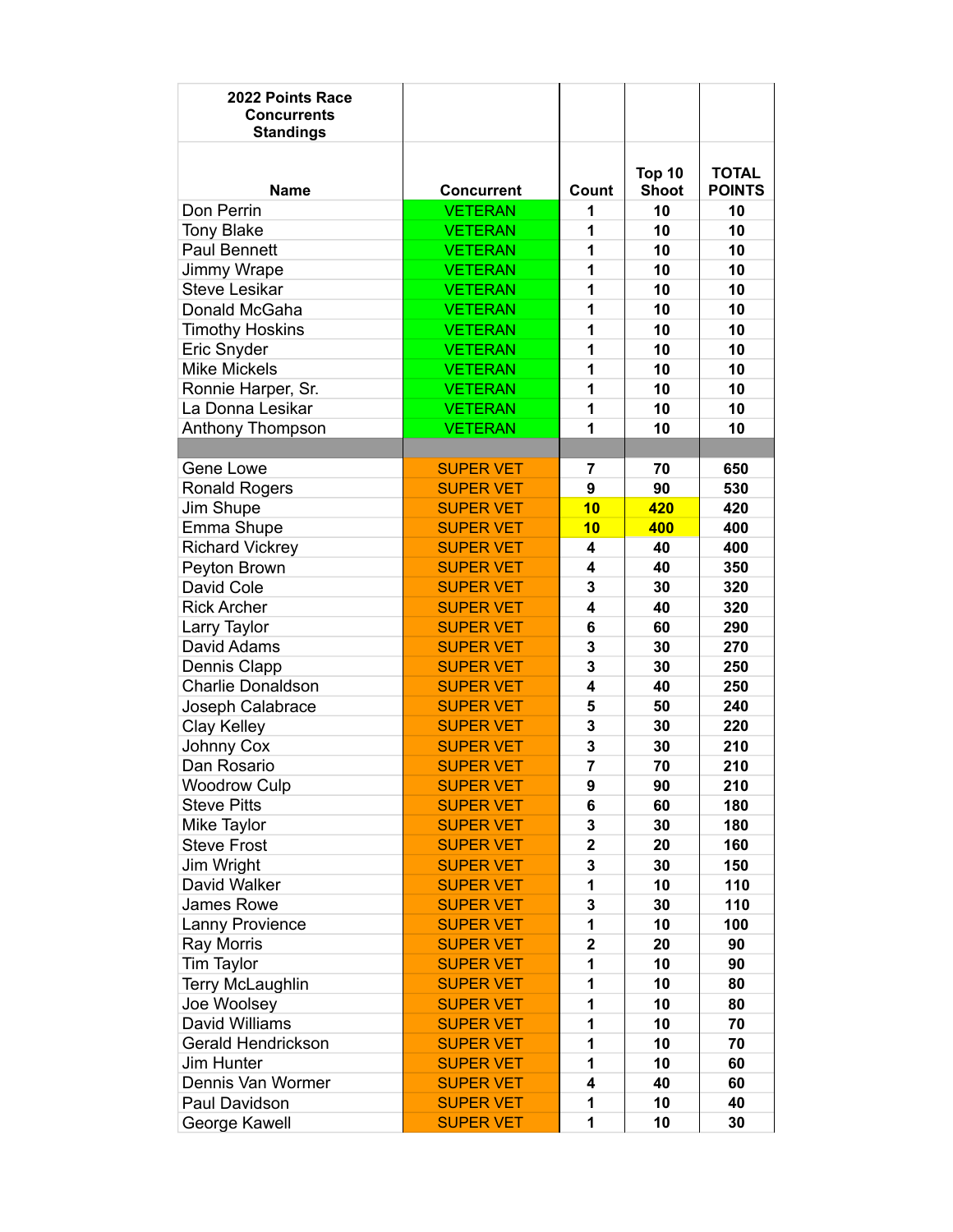| 2022 Points Race<br>Concurrents<br>Standings | | | | |
|---|---|---|---|---|
| **Name** | **Concurrent** | **Count** | **Top 10 Shoot** | **TOTAL POINTS** |
| Don Perrin | VETERAN | 1 | 10 | 10 |
| Tony Blake | VETERAN | 1 | 10 | 10 |
| Paul Bennett | VETERAN | 1 | 10 | 10 |
| Jimmy Wrape | VETERAN | 1 | 10 | 10 |
| Steve Lesikar | VETERAN | 1 | 10 | 10 |
| Donald McGaha | VETERAN | 1 | 10 | 10 |
| Timothy Hoskins | VETERAN | 1 | 10 | 10 |
| Eric Snyder | VETERAN | 1 | 10 | 10 |
| Mike Mickels | VETERAN | 1 | 10 | 10 |
| Ronnie Harper, Sr. | VETERAN | 1 | 10 | 10 |
| La Donna Lesikar | VETERAN | 1 | 10 | 10 |
| Anthony Thompson | VETERAN | 1 | 10 | 10 |
| | | | | |
| Gene Lowe | SUPER VET | 7 | 70 | 650 |
| Ronald Rogers | SUPER VET | 9 | 90 | 530 |
| Jim Shupe | SUPER VET | 10 | 420 | 420 |
| Emma Shupe | SUPER VET | 10 | 400 | 400 |
| Richard Vickrey | SUPER VET | 4 | 40 | 400 |
| Peyton Brown | SUPER VET | 4 | 40 | 350 |
| David Cole | SUPER VET | 3 | 30 | 320 |
| Rick Archer | SUPER VET | 4 | 40 | 320 |
| Larry Taylor | SUPER VET | 6 | 60 | 290 |
| David Adams | SUPER VET | 3 | 30 | 270 |
| Dennis Clapp | SUPER VET | 3 | 30 | 250 |
| Charlie Donaldson | SUPER VET | 4 | 40 | 250 |
| Joseph Calabrace | SUPER VET | 5 | 50 | 240 |
| Clay Kelley | SUPER VET | 3 | 30 | 220 |
| Johnny Cox | SUPER VET | 3 | 30 | 210 |
| Dan Rosario | SUPER VET | 7 | 70 | 210 |
| Woodrow Culp | SUPER VET | 9 | 90 | 210 |
| Steve Pitts | SUPER VET | 6 | 60 | 180 |
| Mike Taylor | SUPER VET | 3 | 30 | 180 |
| Steve Frost | SUPER VET | 2 | 20 | 160 |
| Jim Wright | SUPER VET | 3 | 30 | 150 |
| David Walker | SUPER VET | 1 | 10 | 110 |
| James Rowe | SUPER VET | 3 | 30 | 110 |
| Lanny Provience | SUPER VET | 1 | 10 | 100 |
| Ray Morris | SUPER VET | 2 | 20 | 90 |
| Tim Taylor | SUPER VET | 1 | 10 | 90 |
| Terry McLaughlin | SUPER VET | 1 | 10 | 80 |
| Joe Woolsey | SUPER VET | 1 | 10 | 80 |
| David Williams | SUPER VET | 1 | 10 | 70 |
| Gerald Hendrickson | SUPER VET | 1 | 10 | 70 |
| Jim Hunter | SUPER VET | 1 | 10 | 60 |
| Dennis Van Wormer | SUPER VET | 4 | 40 | 60 |
| Paul Davidson | SUPER VET | 1 | 10 | 40 |
| George Kawell | SUPER VET | 1 | 10 | 30 |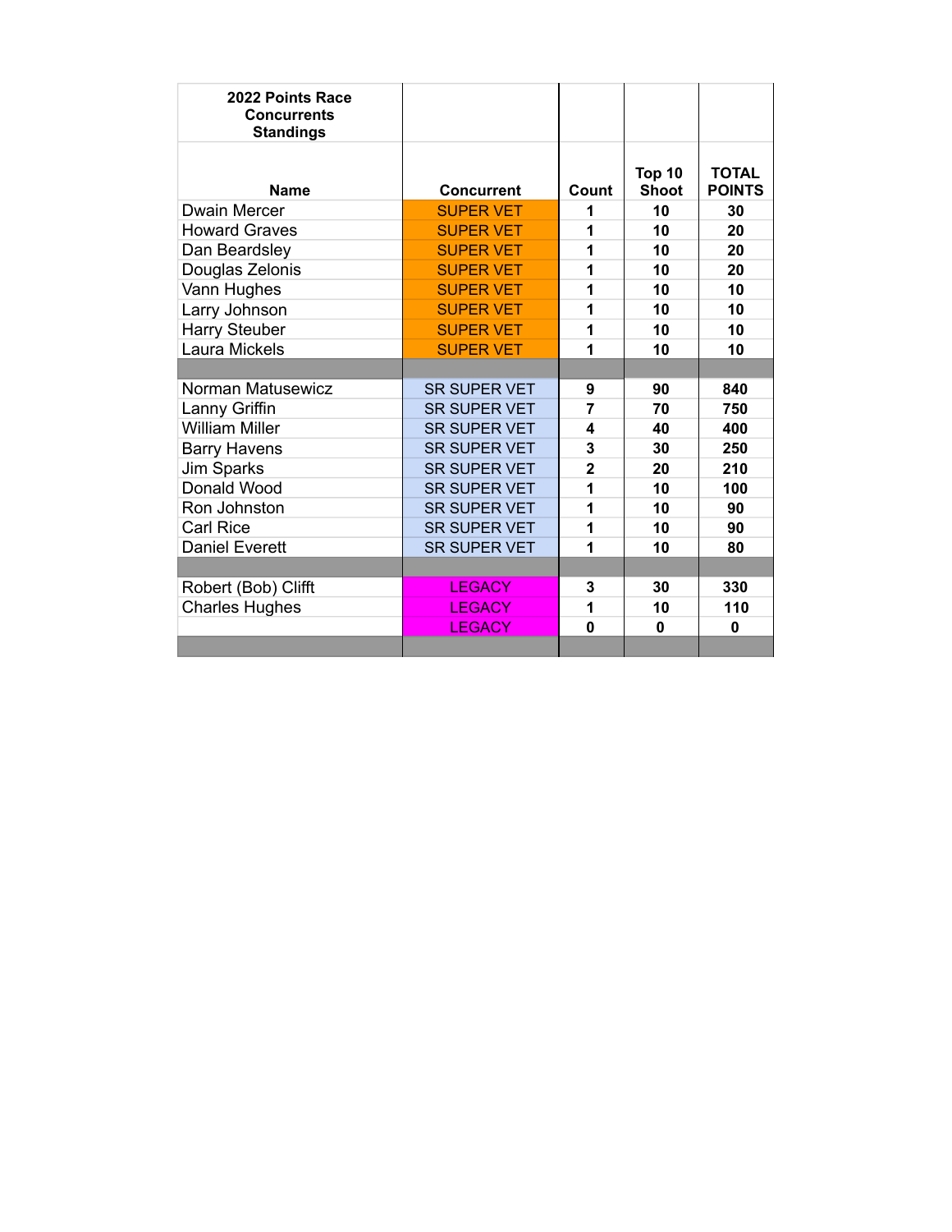| 2022 Points Race Concurrents Standings | | | | |
|---|---|---|---|---|
| **Name** | **Concurrent** | **Count** | **Top 10 Shoot** | **TOTAL POINTS** |
| Dwain Mercer | SUPER VET | **1** | **10** | **30** |
| Howard Graves | SUPER VET | **1** | **10** | **20** |
| Dan Beardsley | SUPER VET | **1** | **10** | **20** |
| Douglas Zelonis | SUPER VET | **1** | **10** | **20** |
| Vann Hughes | SUPER VET | **1** | **10** | **10** |
| Larry Johnson | SUPER VET | **1** | **10** | **10** |
| Harry Steuber | SUPER VET | **1** | **10** | **10** |
| Laura Mickels | SUPER VET | **1** | **10** | **10** |
| | | | | |
| Norman Matusewicz | SR SUPER VET | **9** | **90** | **840** |
| Lanny Griffin | SR SUPER VET | **7** | **70** | **750** |
| William Miller | SR SUPER VET | **4** | **40** | **400** |
| Barry Havens | SR SUPER VET | **3** | **30** | **250** |
| Jim Sparks | SR SUPER VET | **2** | **20** | **210** |
| Donald Wood | SR SUPER VET | **1** | **10** | **100** |
| Ron Johnston | SR SUPER VET | **1** | **10** | **90** |
| Carl Rice | SR SUPER VET | **1** | **10** | **90** |
| Daniel Everett | SR SUPER VET | **1** | **10** | **80** |
| | | | | |
| Robert (Bob) Clifft | LEGACY | **3** | **30** | **330** |
| Charles Hughes | LEGACY | **1** | **10** | **110** |
| | LEGACY | **0** | **0** | **0** |
| | | | | |